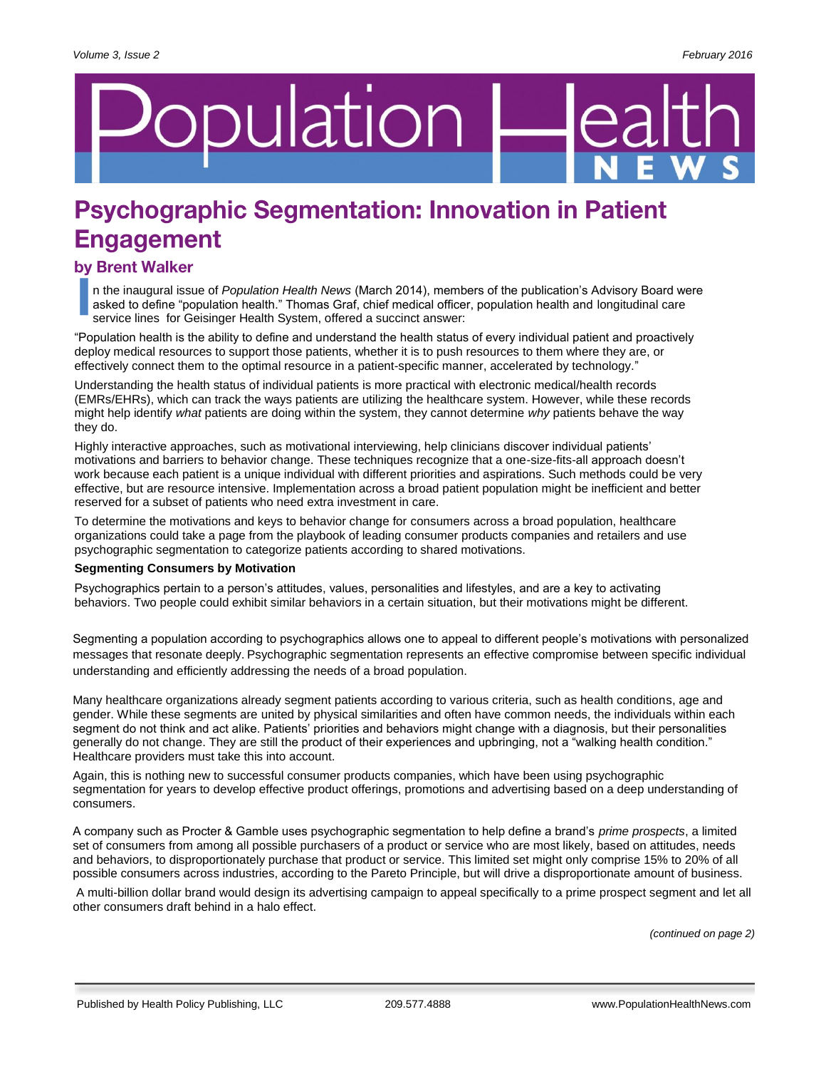# Population Health NEWS

## Psychographic Segmentation: Innovation in Patient Engagement

**by Brent Walker**

In the inaugural issue of *Population Health News* (March 2014), members of the publication's Advisory Board were asked to define "population health." Thomas Graf, chief medical officer, population health and longitudinal care service lines for Geisinger Health System, offered a succinct answer:

"Population health is the ability to define and understand the health status of every individual patient and proactively deploy medical resources to support those patients, whether it is to push resources to them where they are, or effectively connect them to the optimal resource in a patient-specific manner, accelerated by technology."

Understanding the health status of individual patients is more practical with electronic medical/health records (EMRs/EHRs), which can track the ways patients are utilizing the healthcare system. However, while these records might help identify *what* patients are doing within the system, they cannot determine *why* patients behave the way they do.

Highly interactive approaches, such as motivational interviewing, help clinicians discover individual patients' motivations and barriers to behavior change. These techniques recognize that a one-size-fits-all approach doesn't work because each patient is a unique individual with different priorities and aspirations. Such methods could be very effective, but are resource intensive. Implementation across a broad patient population might be inefficient and better reserved for a subset of patients who need extra investment in care.

To determine the motivations and keys to behavior change for consumers across a broad population, healthcare organizations could take a page from the playbook of leading consumer products companies and retailers and use psychographic segmentation to categorize patients according to shared motivations.

**Segmenting Consumers by Motivation**

Psychographics pertain to a person's attitudes, values, personalities and lifestyles, and are a key to activating behaviors. Two people could exhibit similar behaviors in a certain situation, but their motivations might be different.

Segmenting a population according to psychographics allows one to appeal to different people's motivations with personalized messages that resonate deeply. Psychographic segmentation represents an effective compromise between specific individual understanding and efficiently addressing the needs of a broad population.

Many healthcare organizations already segment patients according to various criteria, such as health conditions, age and gender. While these segments are united by physical similarities and often have common needs, the individuals within each segment do not think and act alike. Patients' priorities and behaviors might change with a diagnosis, but their personalities generally do not change. They are still the product of their experiences and upbringing, not a "walking health condition." Healthcare providers must take this into account.

Again, this is nothing new to successful consumer products companies, which have been using psychographic segmentation for years to develop effective product offerings, promotions and advertising based on a deep understanding of consumers.

A company such as Procter & Gamble uses psychographic segmentation to help define a brand's *prime prospects*, a limited set of consumers from among all possible purchasers of a product or service who are most likely, based on attitudes, needs and behaviors, to disproportionately purchase that product or service. This limited set might only comprise 15% to 20% of all possible consumers across industries, according to the Pareto Principle, but will drive a disproportionate amount of business.

A multi-billion dollar brand would design its advertising campaign to appeal specifically to a prime prospect segment and let all other consumers draft behind in a halo effect.

*(continued on page 2)*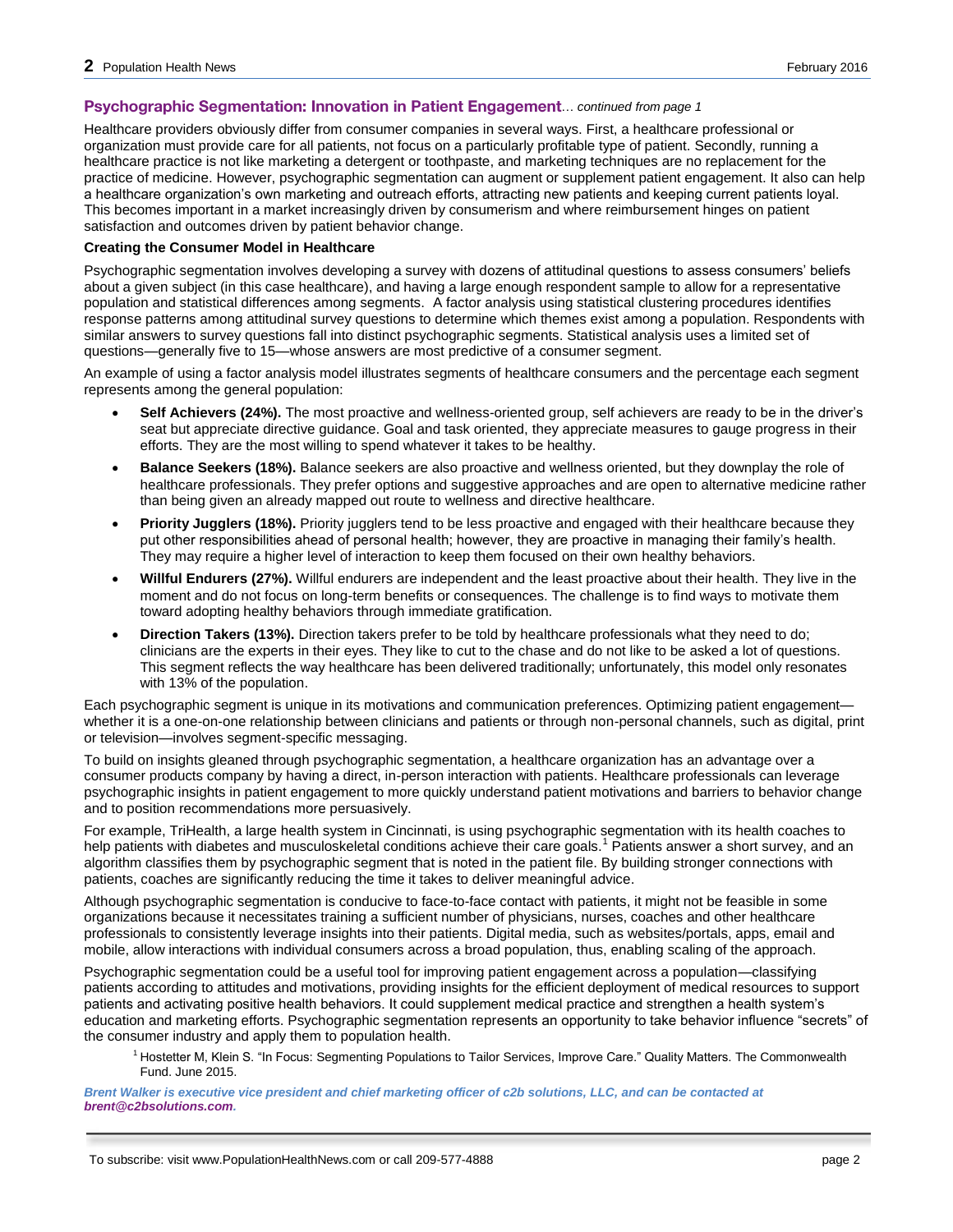## Psychographic Segmentation: Innovation in Patient Engagement*… continued from page 1*

Healthcare providers obviously differ from consumer companies in several ways. First, a healthcare professional or organization must provide care for all patients, not focus on a particularly profitable type of patient. Secondly, running a healthcare practice is not like marketing a detergent or toothpaste, and marketing techniques are no replacement for the practice of medicine. However, psychographic segmentation can augment or supplement patient engagement. It also can help a healthcare organization's own marketing and outreach efforts, attracting new patients and keeping current patients loyal. This becomes important in a market increasingly driven by consumerism and where reimbursement hinges on patient satisfaction and outcomes driven by patient behavior change.

**Creating the Consumer Model in Healthcare**

Psychographic segmentation involves developing a survey with dozens of attitudinal questions to assess consumers' beliefs about a given subject (in this case healthcare), and having a large enough respondent sample to allow for a representative population and statistical differences among segments. A factor analysis using statistical clustering procedures identifies response patterns among attitudinal survey questions to determine which themes exist among a population. Respondents with similar answers to survey questions fall into distinct psychographic segments. Statistical analysis uses a limited set of questions—generally five to 15—whose answers are most predictive of a consumer segment.

An example of using a factor analysis model illustrates segments of healthcare consumers and the percentage each segment represents among the general population:

- **Self Achievers (24%).** The most proactive and wellness-oriented group, self achievers are ready to be in the driver's seat but appreciate directive guidance. Goal and task oriented, they appreciate measures to gauge progress in their efforts. They are the most willing to spend whatever it takes to be healthy.
- **Balance Seekers (18%).** Balance seekers are also proactive and wellness oriented, but they downplay the role of healthcare professionals. They prefer options and suggestive approaches and are open to alternative medicine rather than being given an already mapped out route to wellness and directive healthcare.
- **Priority Jugglers (18%).** Priority jugglers tend to be less proactive and engaged with their healthcare because they put other responsibilities ahead of personal health; however, they are proactive in managing their family's health. They may require a higher level of interaction to keep them focused on their own healthy behaviors.
- **Willful Endurers (27%).** Willful endurers are independent and the least proactive about their health. They live in the moment and do not focus on long-term benefits or consequences. The challenge is to find ways to motivate them toward adopting healthy behaviors through immediate gratification.
- **Direction Takers (13%).** Direction takers prefer to be told by healthcare professionals what they need to do; clinicians are the experts in their eyes. They like to cut to the chase and do not like to be asked a lot of questions. This segment reflects the way healthcare has been delivered traditionally; unfortunately, this model only resonates with 13% of the population.

Each psychographic segment is unique in its motivations and communication preferences. Optimizing patient engagement—whether it is a one-on-one relationship between clinicians and patients or through non-personal channels, such as digital, print or television—involves segment-specific messaging.

To build on insights gleaned through psychographic segmentation, a healthcare organization has an advantage over a consumer products company by having a direct, in-person interaction with patients. Healthcare professionals can leverage psychographic insights in patient engagement to more quickly understand patient motivations and barriers to behavior change and to position recommendations more persuasively.

For example, TriHealth, a large health system in Cincinnati, is using psychographic segmentation with its health coaches to help patients with diabetes and musculoskeletal conditions achieve their care goals.[1] Patients answer a short survey, and an algorithm classifies them by psychographic segment that is noted in the patient file. By building stronger connections with patients, coaches are significantly reducing the time it takes to deliver meaningful advice.

Although psychographic segmentation is conducive to face-to-face contact with patients, it might not be feasible in some organizations because it necessitates training a sufficient number of physicians, nurses, coaches and other healthcare professionals to consistently leverage insights into their patients. Digital media, such as websites/portals, apps, email and mobile, allow interactions with individual consumers across a broad population, thus, enabling scaling of the approach.

Psychographic segmentation could be a useful tool for improving patient engagement across a population—classifying patients according to attitudes and motivations, providing insights for the efficient deployment of medical resources to support patients and activating positive health behaviors. It could supplement medical practice and strengthen a health system's education and marketing efforts. Psychographic segmentation represents an opportunity to take behavior influence "secrets" of the consumer industry and apply them to population health.

[1] Hostetter M, Klein S. "In Focus: Segmenting Populations to Tailor Services, Improve Care." Quality Matters. The Commonwealth Fund. June 2015.

***Brent Walker is executive vice president and chief marketing officer of c2b solutions, LLC, and can be contacted at brent@c2bsolutions.com.***

To subscribe: visit www.PopulationHealthNews.com or call 209-577-4888